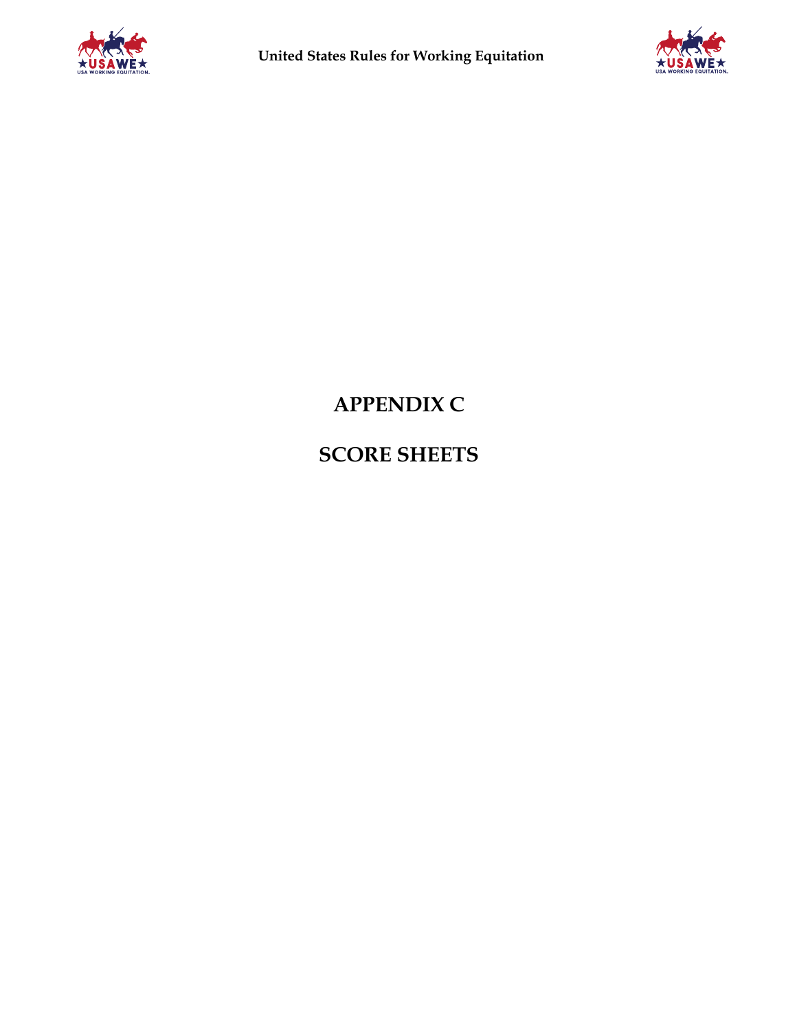# APPENDIX C

# SCORE SHEETS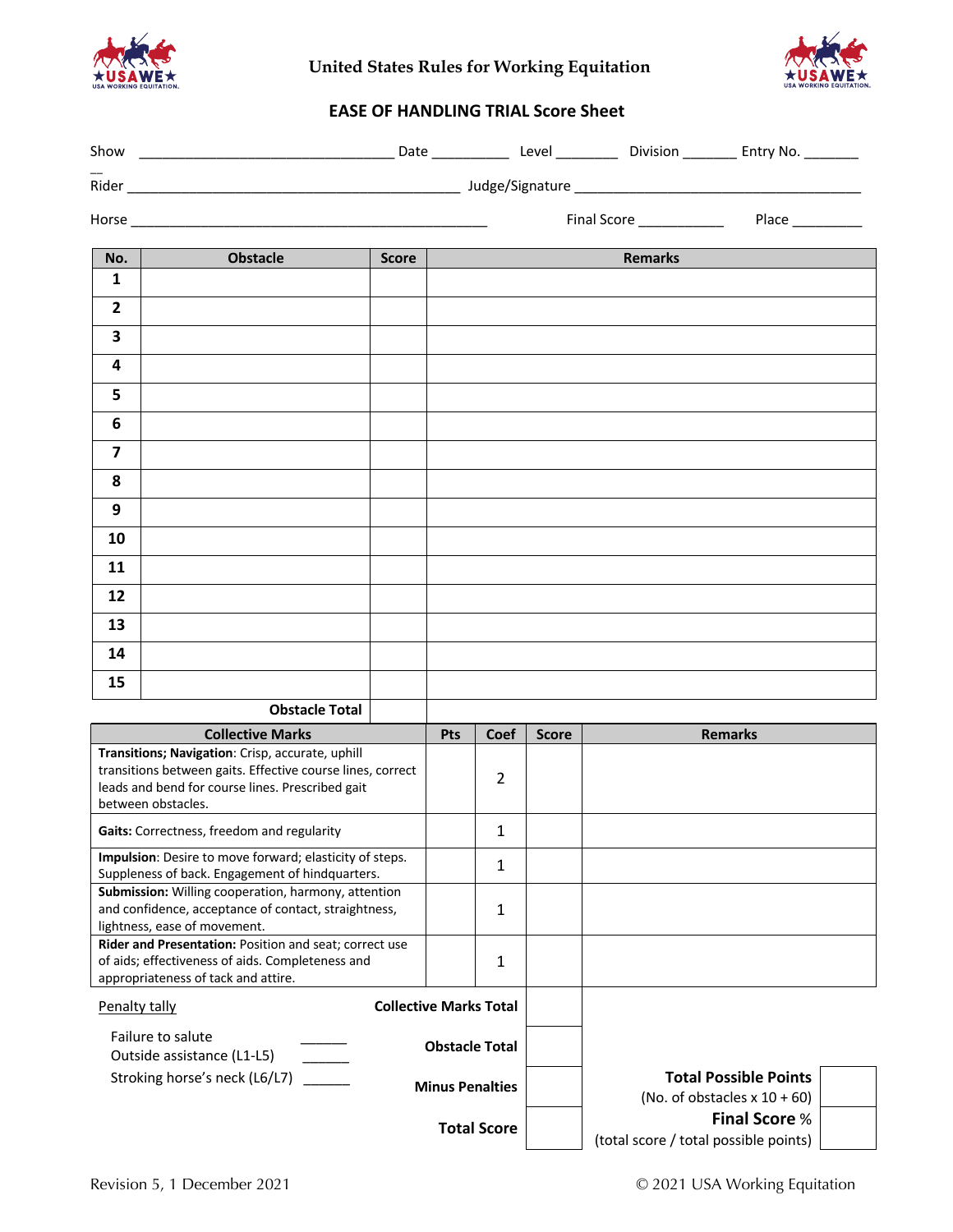United States Rules for Working Equitation

## EASE OF HANDLING TRIAL Score Sheet

Show ________________________________ Date __________ Level ________ Division _______ Entry No. _______

Rider ___________________________________________ Judge/Signature ______________________________________

Horse ______________________________________________ Final Score ___________ Place _________

| No. | Obstacle | Score | Remarks |
|---|---|---|---|
| 1 | | | |
| 2 | | | |
| 3 | | | |
| 4 | | | |
| 5 | | | |
| 6 | | | |
| 7 | | | |
| 8 | | | |
| 9 | | | |
| 10 | | | |
| 11 | | | |
| 12 | | | |
| 13 | | | |
| 14 | | | |
| 15 | | | |
| | **Obstacle Total** | | |

| Collective Marks | Pts | Coef | Score | Remarks |
|---|---|---|---|---|
| **Transitions; Navigation**: Crisp, accurate, uphill transitions between gaits. Effective course lines, correct leads and bend for course lines. Prescribed gait between obstacles. | | 2 | | |
| **Gaits:** Correctness, freedom and regularity | | 1 | | |
| **Impulsion**: Desire to move forward; elasticity of steps. Suppleness of back. Engagement of hindquarters. | | 1 | | |
| **Submission:** Willing cooperation, harmony, attention and confidence, acceptance of contact, straightness, lightness, ease of movement. | | 1 | | |
| **Rider and Presentation:** Position and seat; correct use of aids; effectiveness of aids. Completeness and appropriateness of tack and attire. | | 1 | | |

Penalty tally

- Failure to salute ______
- Outside assistance (L1-L5) ______
- Stroking horse's neck (L6/L7) ______

| | |
|---|---|
| **Collective Marks Total** | |
| **Obstacle Total** | |
| **Minus Penalties** | |
| **Total Score** | |

| | |
|---|---|
| **Total Possible Points** (No. of obstacles x 10 + 60) | |
| **Final Score** % (total score / total possible points) | |

Revision 5, 1 December 2021

© 2021 USA Working Equitation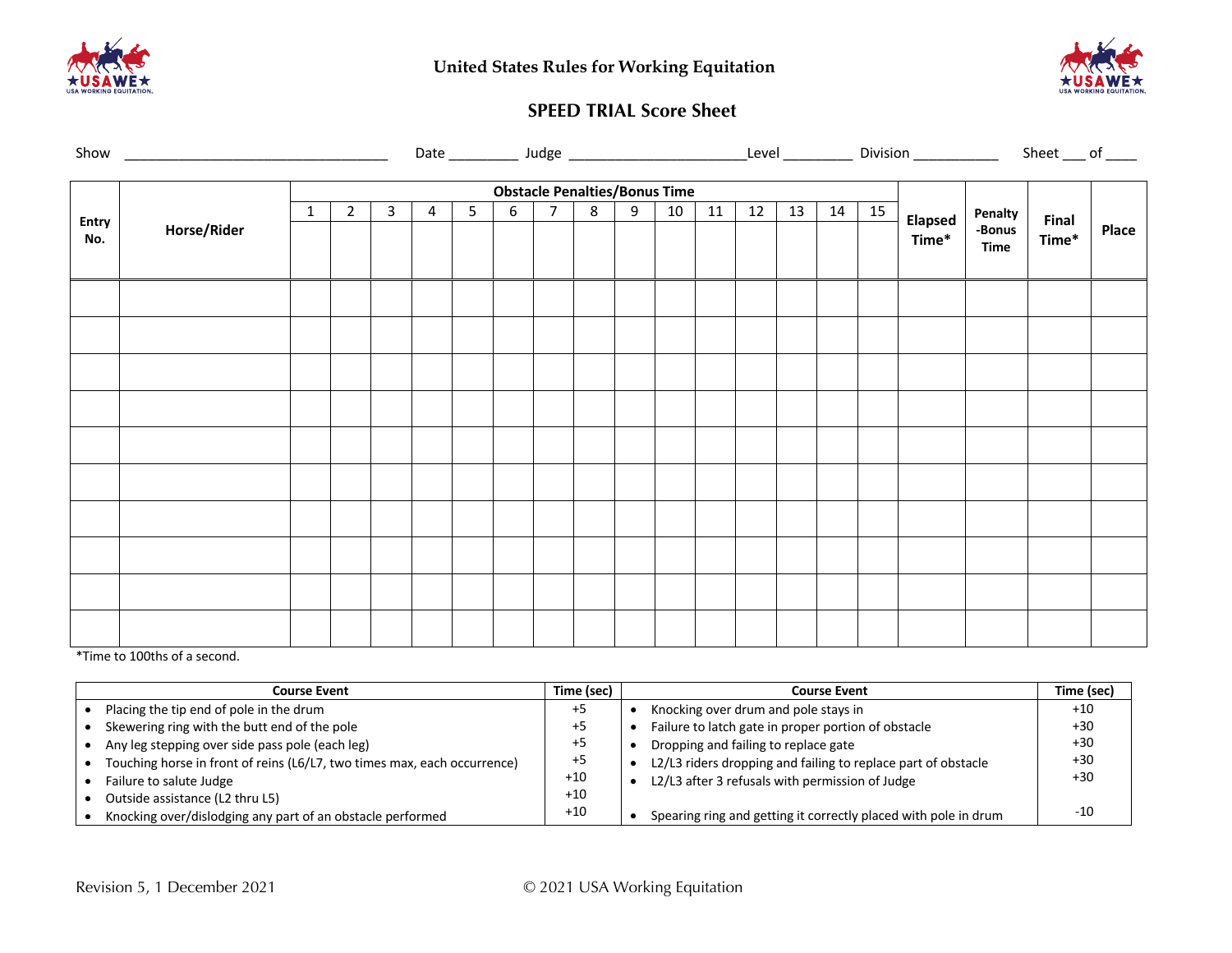# United States Rules for Working Equitation

## SPEED TRIAL Score Sheet

Show ______________________________ Date ________ Judge ____________________ Level ________ Division __________ Sheet ___ of ____

| Entry No. | Horse/Rider | Obstacle Penalties/Bonus Time | | | | | | | | | | | | | | | Elapsed Time* | Penalty-Bonus Time | Final Time* | Place |
|---|---|---|---|---|---|---|---|---|---|---|---|---|---|---|---|---|---|---|---|---|
| | | 1 | 2 | 3 | 4 | 5 | 6 | 7 | 8 | 9 | 10 | 11 | 12 | 13 | 14 | 15 | | | | |
| | | | | | | | | | | | | | | | | | | | | |
| | | | | | | | | | | | | | | | | | | | | |
| | | | | | | | | | | | | | | | | | | | | |
| | | | | | | | | | | | | | | | | | | | | |
| | | | | | | | | | | | | | | | | | | | | |
| | | | | | | | | | | | | | | | | | | | | |
| | | | | | | | | | | | | | | | | | | | | |
| | | | | | | | | | | | | | | | | | | | | |
| | | | | | | | | | | | | | | | | | | | | |
| | | | | | | | | | | | | | | | | | | | | |

*Time to 100ths of a second.

| Course Event | Time (sec) | Course Event | Time (sec) |
|---|---|---|---|
| • Placing the tip end of pole in the drum | +5 | • Knocking over drum and pole stays in | +10 |
| • Skewering ring with the butt end of the pole | +5 | • Failure to latch gate in proper portion of obstacle | +30 |
| • Any leg stepping over side pass pole (each leg) | +5 | • Dropping and failing to replace gate | +30 |
| • Touching horse in front of reins (L6/L7, two times max, each occurrence) | +5 | • L2/L3 riders dropping and failing to replace part of obstacle | +30 |
| • Failure to salute Judge | +10 | • L2/L3 after 3 refusals with permission of Judge | +30 |
| • Outside assistance (L2 thru L5) | +10 | | |
| • Knocking over/dislodging any part of an obstacle performed | +10 | • Spearing ring and getting it correctly placed with pole in drum | -10 |

Revision 5, 1 December 2021

© 2021 USA Working Equitation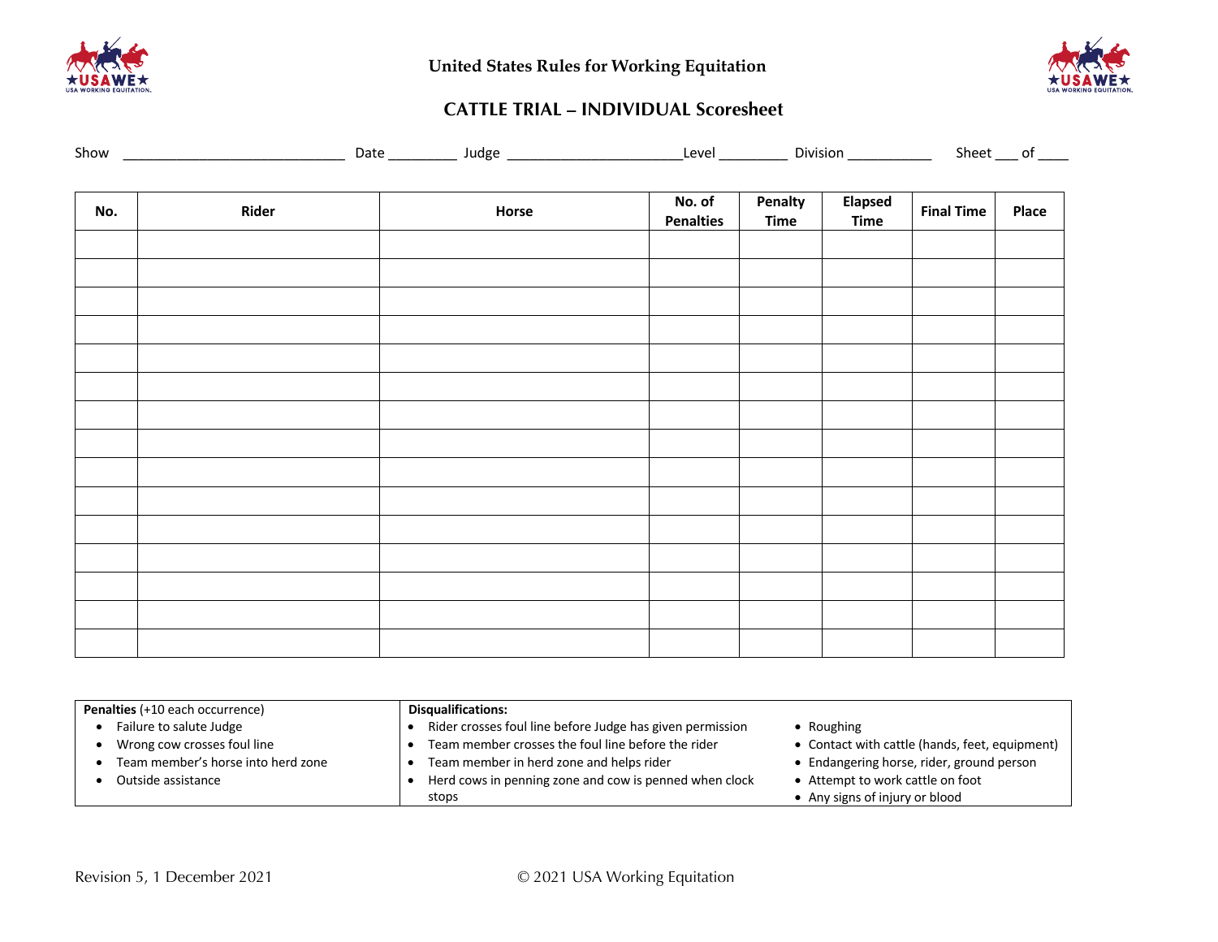# United States Rules for Working Equitation

## CATTLE TRIAL – INDIVIDUAL Scoresheet

Show ____________________________ Date _________ Judge ______________________ Level _________ Division ___________ Sheet ___ of ____

| No. | Rider | Horse | No. of Penalties | Penalty Time | Elapsed Time | Final Time | Place |
|---|---|---|---|---|---|---|---|
| | | | | | | | |
| | | | | | | | |
| | | | | | | | |
| | | | | | | | |
| | | | | | | | |
| | | | | | | | |
| | | | | | | | |
| | | | | | | | |
| | | | | | | | |
| | | | | | | | |
| | | | | | | | |
| | | | | | | | |
| | | | | | | | |
| | | | | | | | |
| | | | | | | | |

**Penalties** (+10 each occurrence)

- Failure to salute Judge
- Wrong cow crosses foul line
- Team member's horse into herd zone
- Outside assistance

**Disqualifications:**

- Rider crosses foul line before Judge has given permission
- Team member crosses the foul line before the rider
- Team member in herd zone and helps rider
- Herd cows in penning zone and cow is penned when clock stops
- Roughing
- Contact with cattle (hands, feet, equipment)
- Endangering horse, rider, ground person
- Attempt to work cattle on foot
- Any signs of injury or blood

Revision 5, 1 December 2021

© 2021 USA Working Equitation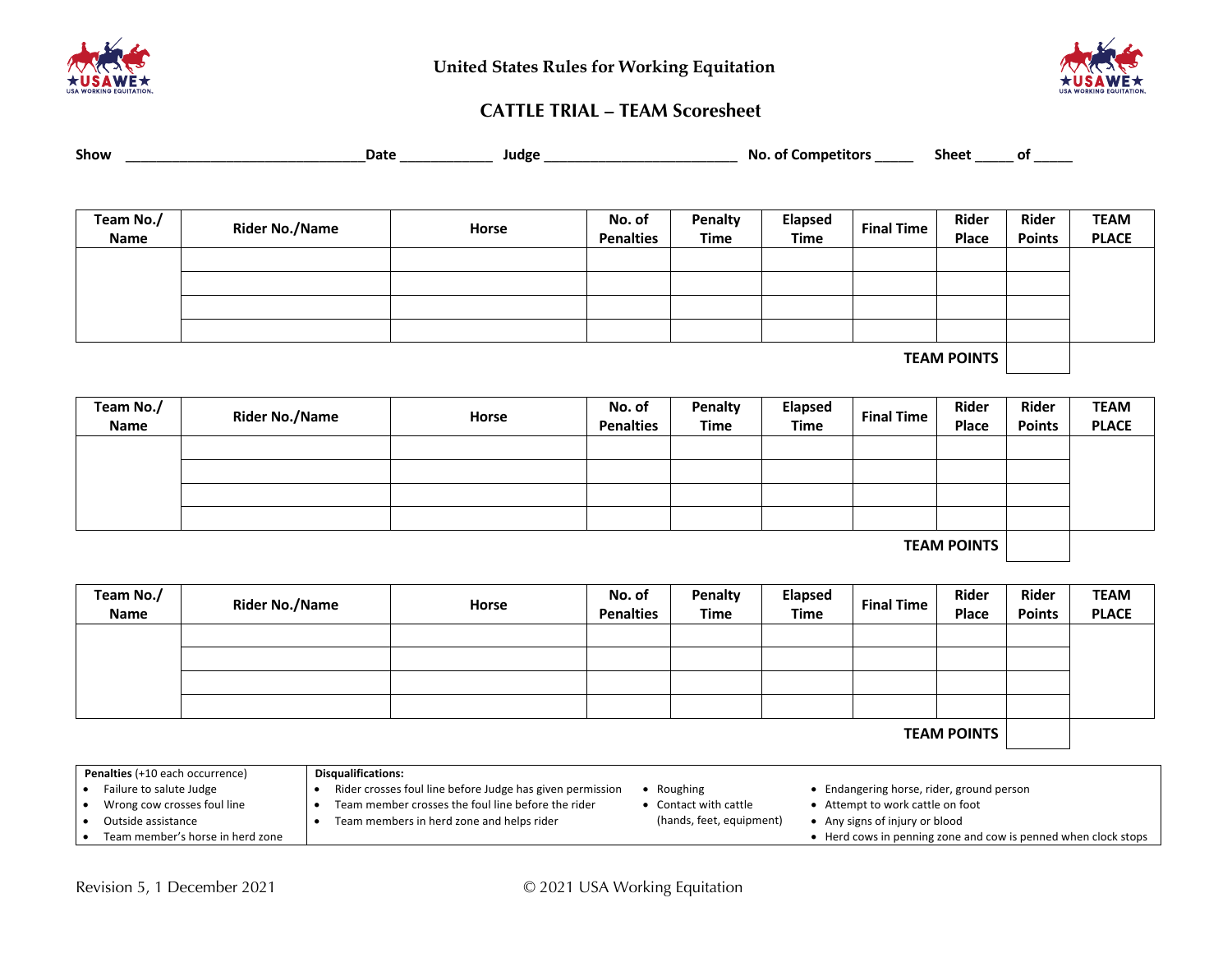# United States Rules for Working Equitation

## CATTLE TRIAL – TEAM Scoresheet

**Show** ______________________________ **Date** ____________ **Judge** _________________________ **No. of Competitors** _____ **Sheet** _____ **of** _____

| Team No./ Name | Rider No./Name | Horse | No. of Penalties | Penalty Time | Elapsed Time | Final Time | Rider Place | Rider Points | TEAM PLACE |
|---|---|---|---|---|---|---|---|---|---|
| | | | | | | | | | |
| | | | | | | | | | |
| | | | | | | | | | |
| | | | | | | | | | |
| | | | | | | | **TEAM POINTS** | | |

| Team No./ Name | Rider No./Name | Horse | No. of Penalties | Penalty Time | Elapsed Time | Final Time | Rider Place | Rider Points | TEAM PLACE |
|---|---|---|---|---|---|---|---|---|---|
| | | | | | | | | | |
| | | | | | | | | | |
| | | | | | | | | | |
| | | | | | | | | | |
| | | | | | | | **TEAM POINTS** | | |

| Team No./ Name | Rider No./Name | Horse | No. of Penalties | Penalty Time | Elapsed Time | Final Time | Rider Place | Rider Points | TEAM PLACE |
|---|---|---|---|---|---|---|---|---|---|
| | | | | | | | | | |
| | | | | | | | | | |
| | | | | | | | | | |
| | | | | | | | | | |
| | | | | | | | **TEAM POINTS** | | |

**Penalties** (+10 each occurrence)

- Failure to salute Judge
- Wrong cow crosses foul line
- Outside assistance
- Team member's horse in herd zone

**Disqualifications:**

- Rider crosses foul line before Judge has given permission
- Team member crosses the foul line before the rider
- Team members in herd zone and helps rider
- Roughing
- Contact with cattle (hands, feet, equipment)
- Endangering horse, rider, ground person
- Attempt to work cattle on foot
- Any signs of injury or blood
- Herd cows in penning zone and cow is penned when clock stops

Revision 5, 1 December 2021

© 2021 USA Working Equitation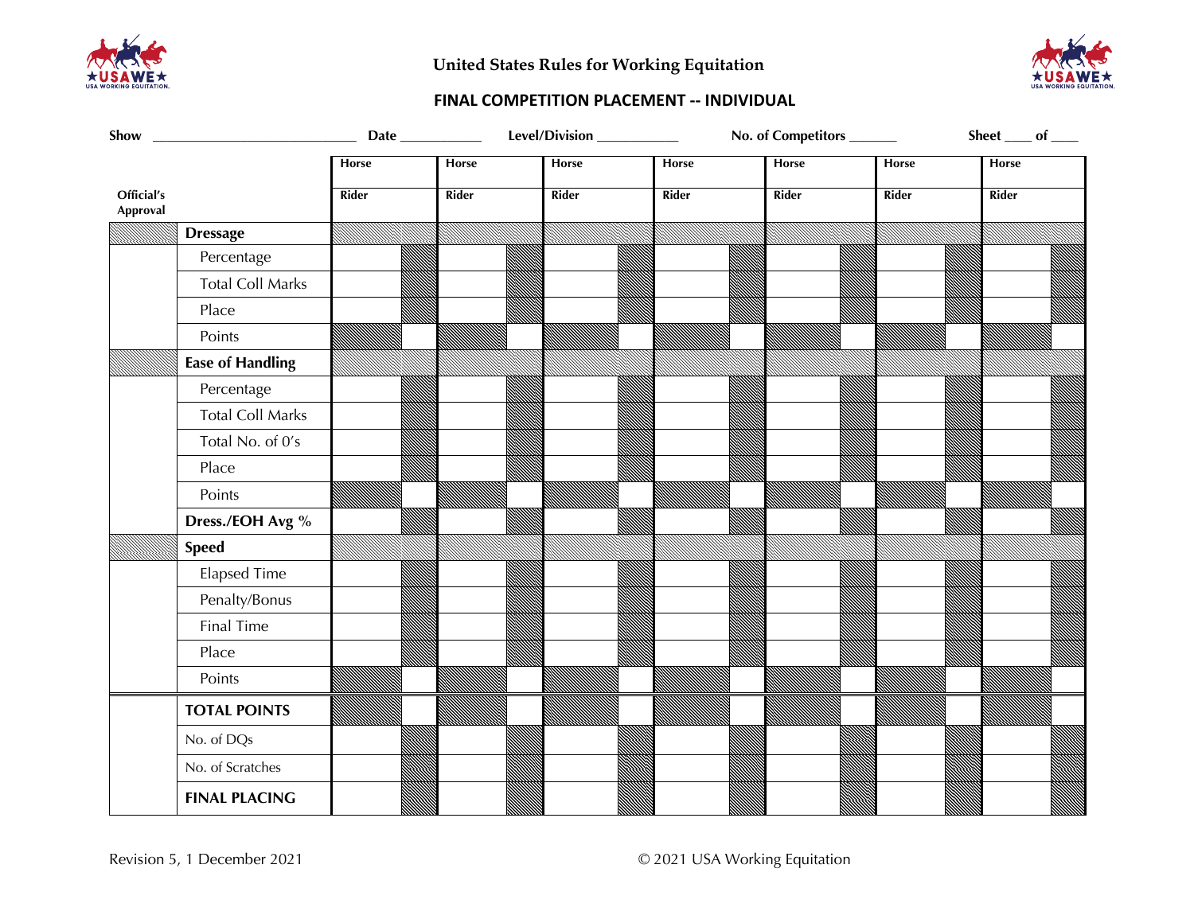United States Rules for Working Equitation

## FINAL COMPETITION PLACEMENT -- INDIVIDUAL

**Show** ____________________________ **Date** ___________ **Level/Division** ___________ **No. of Competitors** ______ **Sheet** ____ **of** ____

| Official's Approval | | Horse / Rider | Horse / Rider | Horse / Rider | Horse / Rider | Horse / Rider | Horse / Rider | Horse / Rider |
|---|---|---|---|---|---|---|---|---|
| | **Dressage** | | | | | | | |
| | Percentage | | | | | | | |
| | Total Coll Marks | | | | | | | |
| | Place | | | | | | | |
| | Points | | | | | | | |
| | **Ease of Handling** | | | | | | | |
| | Percentage | | | | | | | |
| | Total Coll Marks | | | | | | | |
| | Total No. of 0's | | | | | | | |
| | Place | | | | | | | |
| | Points | | | | | | | |
| | **Dress./EOH Avg %** | | | | | | | |
| | **Speed** | | | | | | | |
| | Elapsed Time | | | | | | | |
| | Penalty/Bonus | | | | | | | |
| | Final Time | | | | | | | |
| | Place | | | | | | | |
| | Points | | | | | | | |
| | **TOTAL POINTS** | | | | | | | |
| | No. of DQs | | | | | | | |
| | No. of Scratches | | | | | | | |
| | **FINAL PLACING** | | | | | | | |

Revision 5, 1 December 2021

© 2021 USA Working Equitation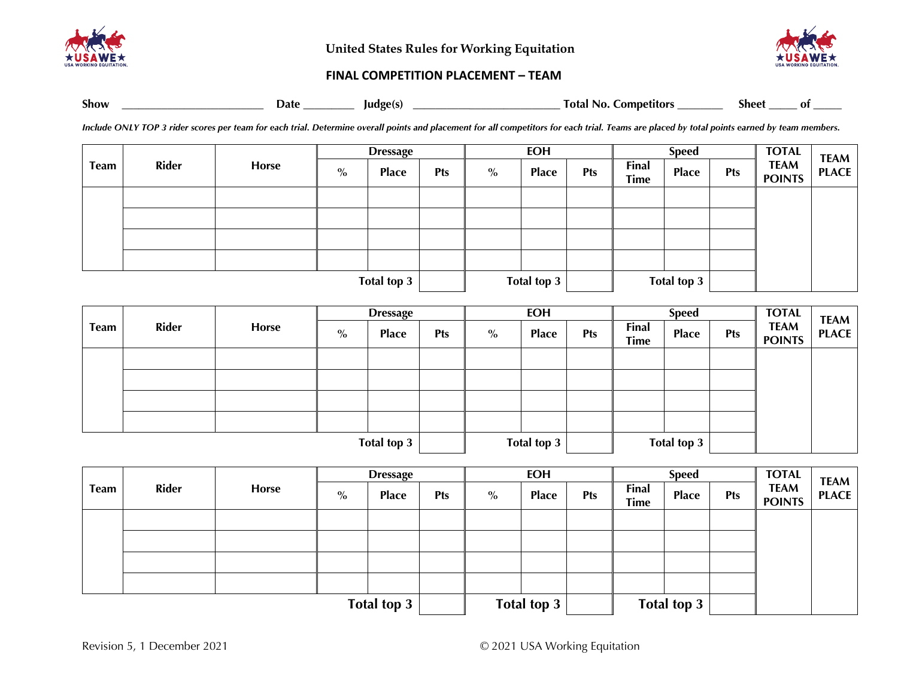# United States Rules for Working Equitation

## FINAL COMPETITION PLACEMENT – TEAM

**Show** ________________________ **Date** _________ **Judge(s)** ________________________ **Total No. Competitors** ________ **Sheet** _____ **of** _____

*Include ONLY TOP 3 rider scores per team for each trial. Determine overall points and placement for all competitors for each trial. Teams are placed by total points earned by team members.*

| Team | Rider | Horse | Dressage | | | EOH | | | Speed | | | TOTAL TEAM POINTS | TEAM PLACE |
|---|---|---|---|---|---|---|---|---|---|---|---|---|---|
| | | | % | Place | Pts | % | Place | Pts | Final Time | Place | Pts | | |
| | | | | | | | | | | | | | |
| | | | | | | | | | | | | | |
| | | | | | | | | | | | | | |
| | | | | | | | | | | | | | |
| | | | | Total top 3 | | | Total top 3 | | | Total top 3 | | | |

| Team | Rider | Horse | Dressage | | | EOH | | | Speed | | | TOTAL TEAM POINTS | TEAM PLACE |
|---|---|---|---|---|---|---|---|---|---|---|---|---|---|
| | | | % | Place | Pts | % | Place | Pts | Final Time | Place | Pts | | |
| | | | | | | | | | | | | | |
| | | | | | | | | | | | | | |
| | | | | | | | | | | | | | |
| | | | | | | | | | | | | | |
| | | | | Total top 3 | | | Total top 3 | | | Total top 3 | | | |

| Team | Rider | Horse | Dressage | | | EOH | | | Speed | | | TOTAL TEAM POINTS | TEAM PLACE |
|---|---|---|---|---|---|---|---|---|---|---|---|---|---|
| | | | % | Place | Pts | % | Place | Pts | Final Time | Place | Pts | | |
| | | | | | | | | | | | | | |
| | | | | | | | | | | | | | |
| | | | | | | | | | | | | | |
| | | | | | | | | | | | | | |
| | | | | Total top 3 | | | Total top 3 | | | Total top 3 | | | |

Revision 5, 1 December 2021 © 2021 USA Working Equitation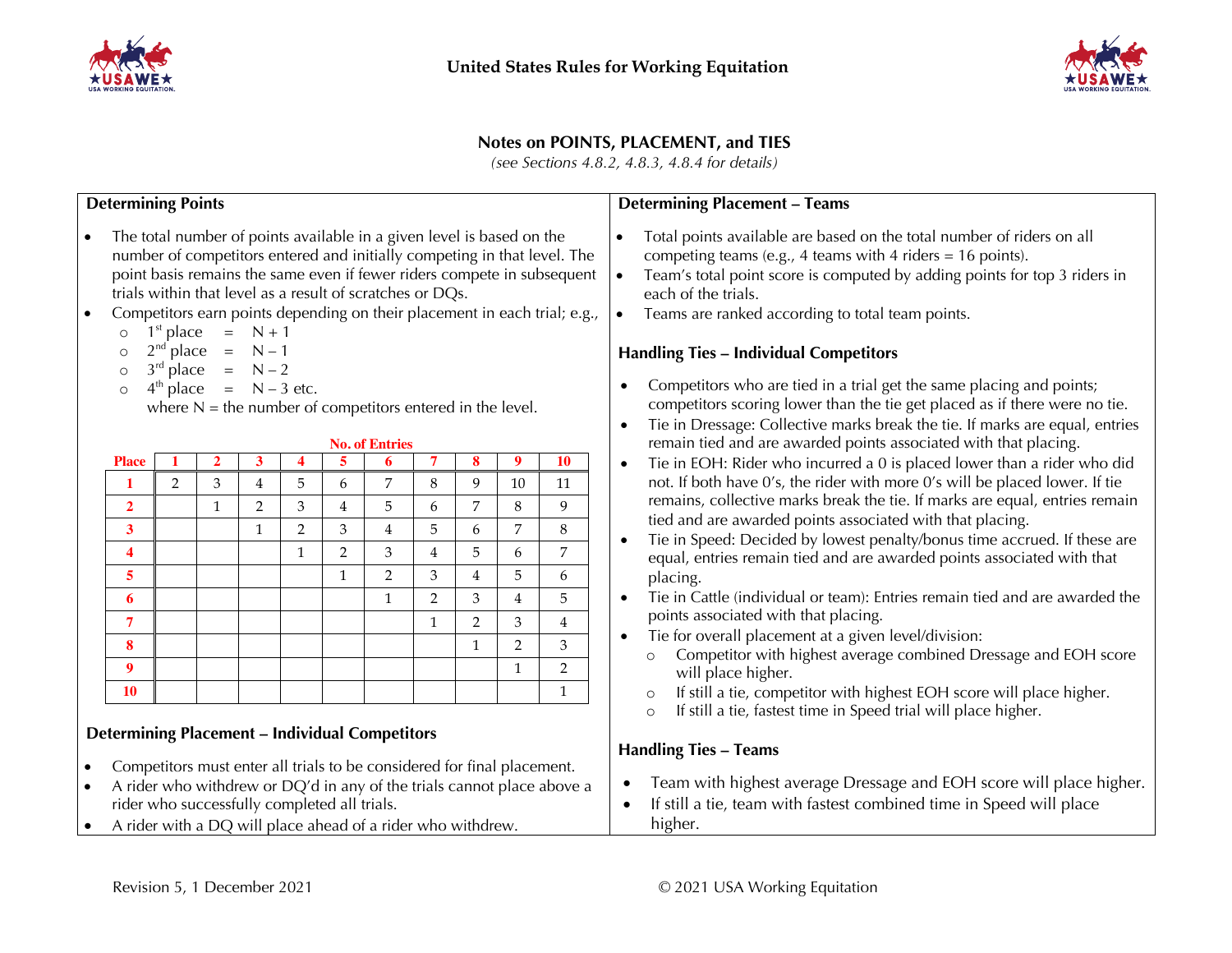## Notes on POINTS, PLACEMENT, and TIES

*(see Sections 4.8.2, 4.8.3, 4.8.4 for details)*

### Determining Points

- The total number of points available in a given level is based on the number of competitors entered and initially competing in that level. The point basis remains the same even if fewer riders compete in subsequent trials within that level as a result of scratches or DQs.
- Competitors earn points depending on their placement in each trial; e.g.,
  - 1st place = N + 1
  - 2nd place = N – 1
  - 3rd place = N – 2
  - 4th place = N – 3 etc.

  where N = the number of competitors entered in the level.

| | No. of Entries | | | | | | | | | |
|---|---|---|---|---|---|---|---|---|---|---|
| **Place** | **1** | **2** | **3** | **4** | **5** | **6** | **7** | **8** | **9** | **10** |
| **1** | 2 | 3 | 4 | 5 | 6 | 7 | 8 | 9 | 10 | 11 |
| **2** | | 1 | 2 | 3 | 4 | 5 | 6 | 7 | 8 | 9 |
| **3** | | | 1 | 2 | 3 | 4 | 5 | 6 | 7 | 8 |
| **4** | | | | 1 | 2 | 3 | 4 | 5 | 6 | 7 |
| **5** | | | | | 1 | 2 | 3 | 4 | 5 | 6 |
| **6** | | | | | | 1 | 2 | 3 | 4 | 5 |
| **7** | | | | | | | 1 | 2 | 3 | 4 |
| **8** | | | | | | | | 1 | 2 | 3 |
| **9** | | | | | | | | | 1 | 2 |
| **10** | | | | | | | | | | 1 |

### Determining Placement – Individual Competitors

- Competitors must enter all trials to be considered for final placement.
- A rider who withdrew or DQ'd in any of the trials cannot place above a rider who successfully completed all trials.
- A rider with a DQ will place ahead of a rider who withdrew.

### Determining Placement – Teams

- Total points available are based on the total number of riders on all competing teams (e.g., 4 teams with 4 riders = 16 points).
- Team's total point score is computed by adding points for top 3 riders in each of the trials.
- Teams are ranked according to total team points.

### Handling Ties – Individual Competitors

- Competitors who are tied in a trial get the same placing and points; competitors scoring lower than the tie get placed as if there were no tie.
- Tie in Dressage: Collective marks break the tie. If marks are equal, entries remain tied and are awarded points associated with that placing.
- Tie in EOH: Rider who incurred a 0 is placed lower than a rider who did not. If both have 0's, the rider with more 0's will be placed lower. If tie remains, collective marks break the tie. If marks are equal, entries remain tied and are awarded points associated with that placing.
- Tie in Speed: Decided by lowest penalty/bonus time accrued. If these are equal, entries remain tied and are awarded points associated with that placing.
- Tie in Cattle (individual or team): Entries remain tied and are awarded the points associated with that placing.
- Tie for overall placement at a given level/division:
  - Competitor with highest average combined Dressage and EOH score will place higher.
  - If still a tie, competitor with highest EOH score will place higher.
  - If still a tie, fastest time in Speed trial will place higher.

### Handling Ties – Teams

- Team with highest average Dressage and EOH score will place higher.
- If still a tie, team with fastest combined time in Speed will place higher.

Revision 5, 1 December 2021

© 2021 USA Working Equitation